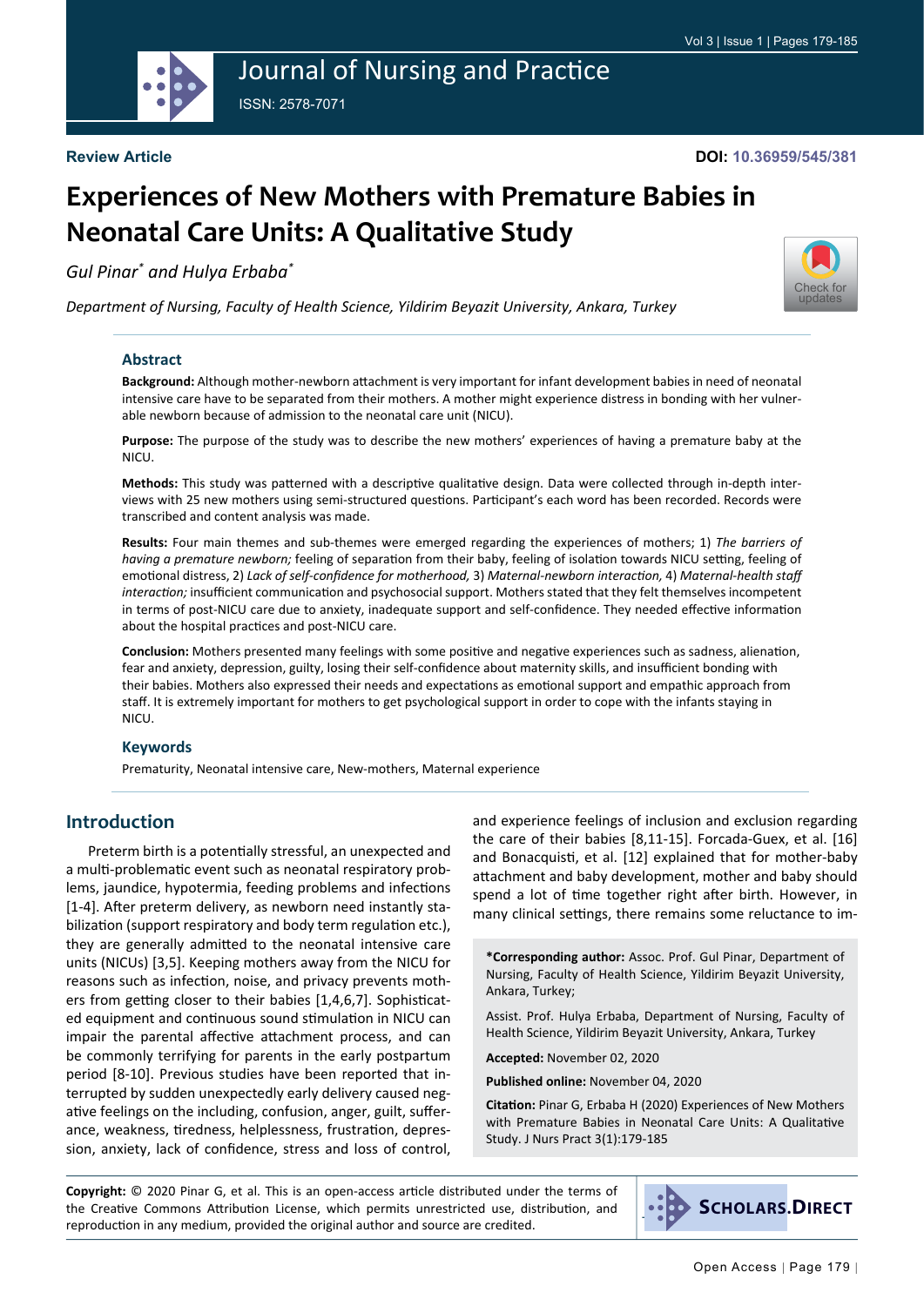**Review Article**

**DOI: 10.36959/545/381**

# Experiences of New Mothers with Premature Babies in Neonatal Care Units: A Qualitative Study

*Gul Pinar\* and Hulya Erbaba\**

*Department of Nursing, Faculty of Health Science, Yildirim Beyazit University, Ankara, Turkey*

## Abstract

**Background:** Although mother-newborn attachment is very important for infant development babies in need of neonatal intensive care have to be separated from their mothers. A mother might experience distress in bonding with her vulnerable newborn because of admission to the neonatal care unit (NICU).

**Purpose:** The purpose of the study was to describe the new mothers' experiences of having a premature baby at the NICU.

**Methods:** This study was patterned with a descriptive qualitative design. Data were collected through in-depth interviews with 25 new mothers using semi-structured questions. Participant's each word has been recorded. Records were transcribed and content analysis was made.

**Results:** Four main themes and sub-themes were emerged regarding the experiences of mothers; 1) *The barriers of having a premature newborn;* feeling of separation from their baby, feeling of isolation towards NICU setting, feeling of emotional distress, 2) *Lack of self-confidence for motherhood,* 3) *Maternal-newborn interaction,* 4) *Maternal-health staff interaction;* insufficient communication and psychosocial support. Mothers stated that they felt themselves incompetent in terms of post-NICU care due to anxiety, inadequate support and self-confidence. They needed effective information about the hospital practices and post-NICU care.

**Conclusion:** Mothers presented many feelings with some positive and negative experiences such as sadness, alienation, fear and anxiety, depression, guilty, losing their self-confidence about maternity skills, and insufficient bonding with their babies. Mothers also expressed their needs and expectations as emotional support and empathic approach from staff. It is extremely important for mothers to get psychological support in order to cope with the infants staying in NICU.

### Keywords

Prematurity, Neonatal intensive care, New-mothers, Maternal experience

## Introduction

Preterm birth is a potentially stressful, an unexpected and a multi-problematic event such as neonatal respiratory problems, jaundice, hypotermia, feeding problems and infections [1-4]. After preterm delivery, as newborn need instantly stabilization (support respiratory and body term regulation etc.), they are generally admitted to the neonatal intensive care units (NICUs) [3,5]. Keeping mothers away from the NICU for reasons such as infection, noise, and privacy prevents mothers from getting closer to their babies [1,4,6,7]. Sophisticated equipment and continuous sound stimulation in NICU can impair the parental affective attachment process, and can be commonly terrifying for parents in the early postpartum period [8-10]. Previous studies have been reported that interrupted by sudden unexpectedly early delivery caused negative feelings on the including, confusion, anger, guilt, sufferance, weakness, tiredness, helplessness, frustration, depression, anxiety, lack of confidence, stress and loss of control, and experience feelings of inclusion and exclusion regarding the care of their babies [8,11-15]. Forcada-Guex, et al. [16] and Bonacquisti, et al. [12] explained that for mother-baby attachment and baby development, mother and baby should spend a lot of time together right after birth. However, in many clinical settings, there remains some reluctance to im-

**\*Corresponding author:** Assoc. Prof. Gul Pinar, Department of Nursing, Faculty of Health Science, Yildirim Beyazit University, Ankara, Turkey;

Assist. Prof. Hulya Erbaba, Department of Nursing, Faculty of Health Science, Yildirim Beyazit University, Ankara, Turkey

**Accepted:** November 02, 2020

**Published online:** November 04, 2020

**Citation:** Pinar G, Erbaba H (2020) Experiences of New Mothers with Premature Babies in Neonatal Care Units: A Qualitative Study. J Nurs Pract 3(1):179-185

**Copyright:** © 2020 Pinar G, et al. This is an open-access article distributed under the terms of the Creative Commons Attribution License, which permits unrestricted use, distribution, and reproduction in any medium, provided the original author and source are credited.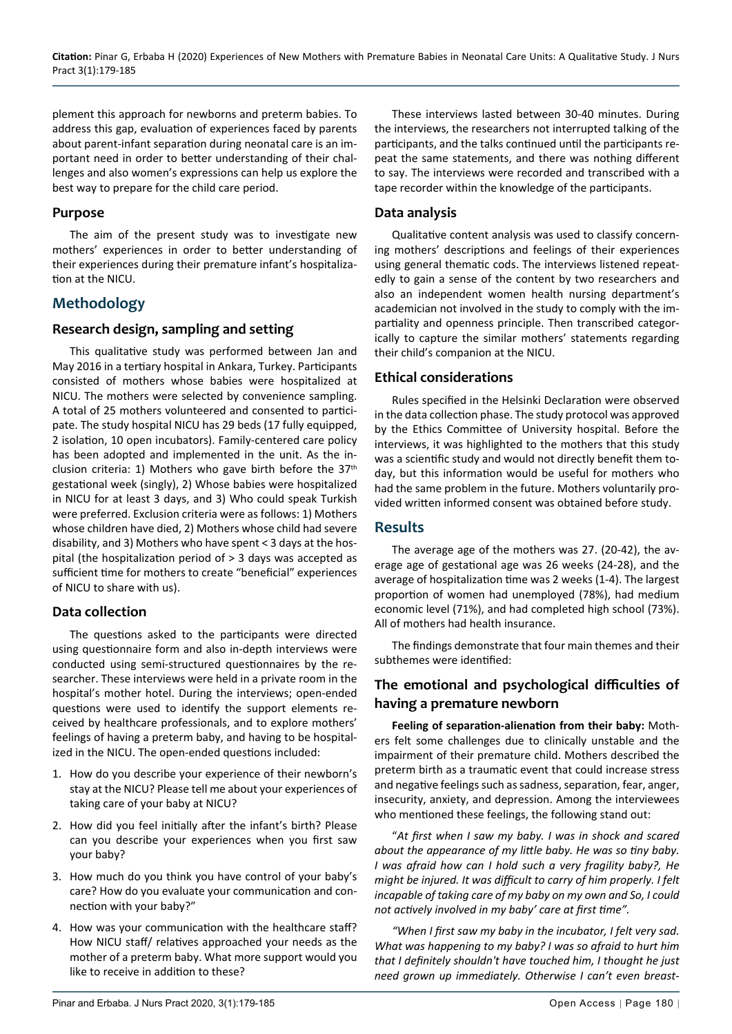plement this approach for newborns and preterm babies. To address this gap, evaluation of experiences faced by parents about parent-infant separation during neonatal care is an important need in order to better understanding of their challenges and also women's expressions can help us explore the best way to prepare for the child care period.

## Purpose

The aim of the present study was to investigate new mothers' experiences in order to better understanding of their experiences during their premature infant's hospitalization at the NICU.

# Methodology

## Research design, sampling and setting

This qualitative study was performed between Jan and May 2016 in a tertiary hospital in Ankara, Turkey. Participants consisted of mothers whose babies were hospitalized at NICU. The mothers were selected by convenience sampling. A total of 25 mothers volunteered and consented to participate. The study hospital NICU has 29 beds (17 fully equipped, 2 isolation, 10 open incubators). Family-centered care policy has been adopted and implemented in the unit. As the inclusion criteria: 1) Mothers who gave birth before the 37th gestational week (singly), 2) Whose babies were hospitalized in NICU for at least 3 days, and 3) Who could speak Turkish were preferred. Exclusion criteria were as follows: 1) Mothers whose children have died, 2) Mothers whose child had severe disability, and 3) Mothers who have spent < 3 days at the hospital (the hospitalization period of > 3 days was accepted as sufficient time for mothers to create "beneficial" experiences of NICU to share with us).

## Data collection

The questions asked to the participants were directed using questionnaire form and also in-depth interviews were conducted using semi-structured questionnaires by the researcher. These interviews were held in a private room in the hospital's mother hotel. During the interviews; open-ended questions were used to identify the support elements received by healthcare professionals, and to explore mothers' feelings of having a preterm baby, and having to be hospitalized in the NICU. The open-ended questions included:

1. How do you describe your experience of their newborn's stay at the NICU? Please tell me about your experiences of taking care of your baby at NICU?
2. How did you feel initially after the infant's birth? Please can you describe your experiences when you first saw your baby?
3. How much do you think you have control of your baby's care? How do you evaluate your communication and connection with your baby?"
4. How was your communication with the healthcare staff? How NICU staff/ relatives approached your needs as the mother of a preterm baby. What more support would you like to receive in addition to these?

These interviews lasted between 30-40 minutes. During the interviews, the researchers not interrupted talking of the participants, and the talks continued until the participants repeat the same statements, and there was nothing different to say. The interviews were recorded and transcribed with a tape recorder within the knowledge of the participants.

## Data analysis

Qualitative content analysis was used to classify concerning mothers' descriptions and feelings of their experiences using general thematic cods. The interviews listened repeatedly to gain a sense of the content by two researchers and also an independent women health nursing department's academician not involved in the study to comply with the impartiality and openness principle. Then transcribed categorically to capture the similar mothers' statements regarding their child's companion at the NICU.

## Ethical considerations

Rules specified in the Helsinki Declaration were observed in the data collection phase. The study protocol was approved by the Ethics Committee of University hospital. Before the interviews, it was highlighted to the mothers that this study was a scientific study and would not directly benefit them today, but this information would be useful for mothers who had the same problem in the future. Mothers voluntarily provided written informed consent was obtained before study.

# Results

The average age of the mothers was 27. (20-42), the average age of gestational age was 26 weeks (24-28), and the average of hospitalization time was 2 weeks (1-4). The largest proportion of women had unemployed (78%), had medium economic level (71%), and had completed high school (73%). All of mothers had health insurance.

The findings demonstrate that four main themes and their subthemes were identified:

## The emotional and psychological difficulties of having a premature newborn

**Feeling of separation-alienation from their baby:** Mothers felt some challenges due to clinically unstable and the impairment of their premature child. Mothers described the preterm birth as a traumatic event that could increase stress and negative feelings such as sadness, separation, fear, anger, insecurity, anxiety, and depression. Among the interviewees who mentioned these feelings, the following stand out:

"*At first when I saw my baby. I was in shock and scared about the appearance of my little baby. He was so tiny baby. I was afraid how can I hold such a very fragility baby?, He might be injured. It was difficult to carry of him properly. I felt incapable of taking care of my baby on my own and So, I could not actively involved in my baby' care at first time".*

*"When I first saw my baby in the incubator, I felt very sad. What was happening to my baby? I was so afraid to hurt him that I definitely shouldn't have touched him, I thought he just need grown up immediately. Otherwise I can't even breast-*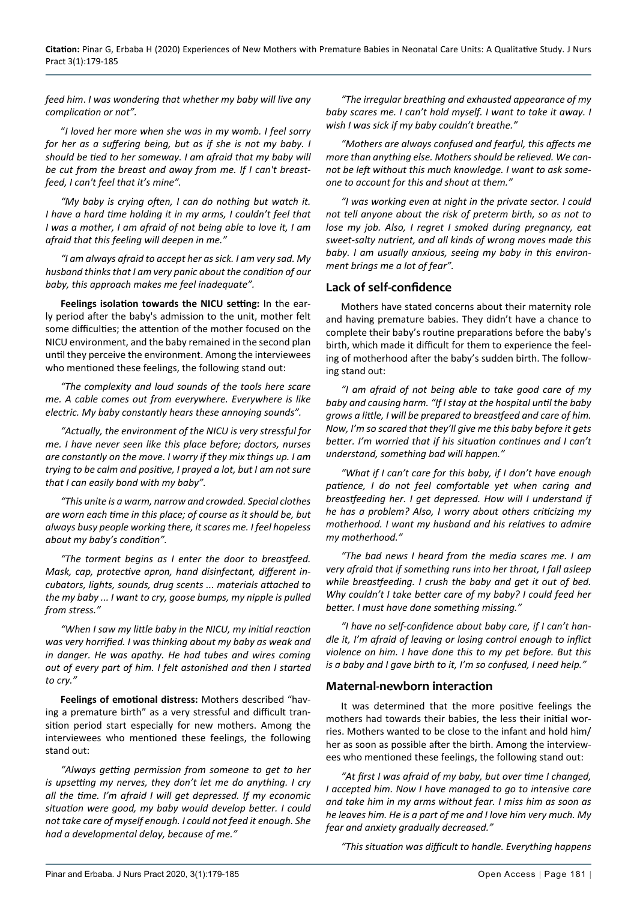*feed him. I was wondering that whether my baby will live any complication or not".*

"*I loved her more when she was in my womb. I feel sorry for her as a suffering being, but as if she is not my baby. I should be tied to her someway. I am afraid that my baby will be cut from the breast and away from me. If I can't breastfeed, I can't feel that it's mine".*

*"My baby is crying often, I can do nothing but watch it. I have a hard time holding it in my arms, I couldn't feel that I was a mother, I am afraid of not being able to love it, I am afraid that this feeling will deepen in me."*

*"I am always afraid to accept her as sick. I am very sad. My husband thinks that I am very panic about the condition of our baby, this approach makes me feel inadequate".*

**Feelings isolation towards the NICU setting:** In the early period after the baby's admission to the unit, mother felt some difficulties; the attention of the mother focused on the NICU environment, and the baby remained in the second plan until they perceive the environment. Among the interviewees who mentioned these feelings, the following stand out:

*"The complexity and loud sounds of the tools here scare me. A cable comes out from everywhere. Everywhere is like electric. My baby constantly hears these annoying sounds".*

*"Actually, the environment of the NICU is very stressful for me. I have never seen like this place before; doctors, nurses are constantly on the move. I worry if they mix things up. I am trying to be calm and positive, I prayed a lot, but I am not sure that I can easily bond with my baby".*

*"This unite is a warm, narrow and crowded. Special clothes are worn each time in this place; of course as it should be, but always busy people working there, it scares me. I feel hopeless about my baby's condition".*

*"The torment begins as I enter the door to breastfeed. Mask, cap, protective apron, hand disinfectant, different incubators, lights, sounds, drug scents ... materials attached to the my baby ... I want to cry, goose bumps, my nipple is pulled from stress."*

*"When I saw my little baby in the NICU, my initial reaction was very horrified. I was thinking about my baby as weak and in danger. He was apathy. He had tubes and wires coming out of every part of him. I felt astonished and then I started to cry."*

**Feelings of emotional distress:** Mothers described "having a premature birth" as a very stressful and difficult transition period start especially for new mothers. Among the interviewees who mentioned these feelings, the following stand out:

*"Always getting permission from someone to get to her is upsetting my nerves, they don't let me do anything. I cry all the time. I'm afraid I will get depressed. If my economic situation were good, my baby would develop better. I could not take care of myself enough. I could not feed it enough. She had a developmental delay, because of me."*

*"The irregular breathing and exhausted appearance of my baby scares me. I can't hold myself. I want to take it away. I wish I was sick if my baby couldn't breathe."*

*"Mothers are always confused and fearful, this affects me more than anything else. Mothers should be relieved. We cannot be left without this much knowledge. I want to ask someone to account for this and shout at them."*

*"I was working even at night in the private sector. I could not tell anyone about the risk of preterm birth, so as not to lose my job. Also, I regret I smoked during pregnancy, eat sweet-salty nutrient, and all kinds of wrong moves made this baby. I am usually anxious, seeing my baby in this environment brings me a lot of fear".*

## Lack of self-confidence

Mothers have stated concerns about their maternity role and having premature babies. They didn't have a chance to complete their baby's routine preparations before the baby's birth, which made it difficult for them to experience the feeling of motherhood after the baby's sudden birth. The following stand out:

*"I am afraid of not being able to take good care of my baby and causing harm. "If I stay at the hospital until the baby grows a little, I will be prepared to breastfeed and care of him. Now, I'm so scared that they'll give me this baby before it gets better. I'm worried that if his situation continues and I can't understand, something bad will happen."*

*"What if I can't care for this baby, if I don't have enough patience, I do not feel comfortable yet when caring and breastfeeding her. I get depressed. How will I understand if he has a problem? Also, I worry about others criticizing my motherhood. I want my husband and his relatives to admire my motherhood."*

*"The bad news I heard from the media scares me. I am very afraid that if something runs into her throat, I fall asleep while breastfeeding. I crush the baby and get it out of bed. Why couldn't I take better care of my baby? I could feed her better. I must have done something missing."*

*"I have no self-confidence about baby care, if I can't handle it, I'm afraid of leaving or losing control enough to inflict violence on him. I have done this to my pet before. But this is a baby and I gave birth to it, I'm so confused, I need help."*

## Maternal-newborn interaction

It was determined that the more positive feelings the mothers had towards their babies, the less their initial worries. Mothers wanted to be close to the infant and hold him/her as soon as possible after the birth. Among the interviewees who mentioned these feelings, the following stand out:

*"At first I was afraid of my baby, but over time I changed, I accepted him. Now I have managed to go to intensive care and take him in my arms without fear. I miss him as soon as he leaves him. He is a part of me and I love him very much. My fear and anxiety gradually decreased."*

*"This situation was difficult to handle. Everything happens*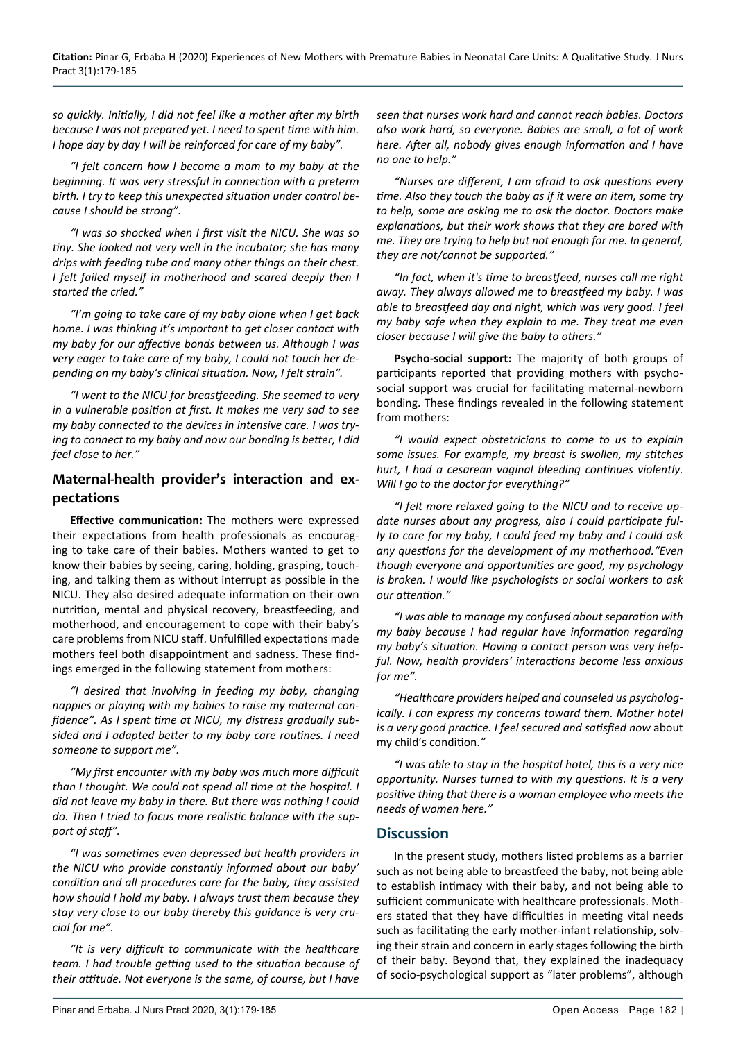*so quickly. Initially, I did not feel like a mother after my birth because I was not prepared yet. I need to spent time with him. I hope day by day I will be reinforced for care of my baby".*

*"I felt concern how I become a mom to my baby at the beginning. It was very stressful in connection with a preterm birth. I try to keep this unexpected situation under control because I should be strong".*

*"I was so shocked when I first visit the NICU. She was so tiny. She looked not very well in the incubator; she has many drips with feeding tube and many other things on their chest. I felt failed myself in motherhood and scared deeply then I started the cried."*

*"I'm going to take care of my baby alone when I get back home. I was thinking it's important to get closer contact with my baby for our affective bonds between us. Although I was very eager to take care of my baby, I could not touch her depending on my baby's clinical situation. Now, I felt strain".*

*"I went to the NICU for breastfeeding. She seemed to very in a vulnerable position at first. It makes me very sad to see my baby connected to the devices in intensive care. I was trying to connect to my baby and now our bonding is better, I did feel close to her."*

## Maternal-health provider's interaction and expectations

**Effective communication:** The mothers were expressed their expectations from health professionals as encouraging to take care of their babies. Mothers wanted to get to know their babies by seeing, caring, holding, grasping, touching, and talking them as without interrupt as possible in the NICU. They also desired adequate information on their own nutrition, mental and physical recovery, breastfeeding, and motherhood, and encouragement to cope with their baby's care problems from NICU staff. Unfulfilled expectations made mothers feel both disappointment and sadness. These findings emerged in the following statement from mothers:

*"I desired that involving in feeding my baby, changing nappies or playing with my babies to raise my maternal confidence". As I spent time at NICU, my distress gradually subsided and I adapted better to my baby care routines. I need someone to support me".*

*"My first encounter with my baby was much more difficult than I thought. We could not spend all time at the hospital. I did not leave my baby in there. But there was nothing I could do. Then I tried to focus more realistic balance with the support of staff".*

*"I was sometimes even depressed but health providers in the NICU who provide constantly informed about our baby' condition and all procedures care for the baby, they assisted how should I hold my baby. I always trust them because they stay very close to our baby thereby this guidance is very crucial for me".*

*"It is very difficult to communicate with the healthcare team. I had trouble getting used to the situation because of their attitude. Not everyone is the same, of course, but I have seen that nurses work hard and cannot reach babies. Doctors also work hard, so everyone. Babies are small, a lot of work here. After all, nobody gives enough information and I have no one to help."*

*"Nurses are different, I am afraid to ask questions every time. Also they touch the baby as if it were an item, some try to help, some are asking me to ask the doctor. Doctors make explanations, but their work shows that they are bored with me. They are trying to help but not enough for me. In general, they are not/cannot be supported."*

*"In fact, when it's time to breastfeed, nurses call me right away. They always allowed me to breastfeed my baby. I was able to breastfeed day and night, which was very good. I feel my baby safe when they explain to me. They treat me even closer because I will give the baby to others."*

**Psycho-social support:** The majority of both groups of participants reported that providing mothers with psychosocial support was crucial for facilitating maternal-newborn bonding. These findings revealed in the following statement from mothers:

*"I would expect obstetricians to come to us to explain some issues. For example, my breast is swollen, my stitches hurt, I had a cesarean vaginal bleeding continues violently. Will I go to the doctor for everything?"*

*"I felt more relaxed going to the NICU and to receive update nurses about any progress, also I could participate fully to care for my baby, I could feed my baby and I could ask any questions for the development of my motherhood."Even though everyone and opportunities are good, my psychology is broken. I would like psychologists or social workers to ask our attention."*

*"I was able to manage my confused about separation with my baby because I had regular have information regarding my baby's situation. Having a contact person was very helpful. Now, health providers' interactions become less anxious for me".*

*"Healthcare providers helped and counseled us psychologically. I can express my concerns toward them. Mother hotel is a very good practice. I feel secured and satisfied now* about my child's condition.*"*

*"I was able to stay in the hospital hotel, this is a very nice opportunity. Nurses turned to with my questions. It is a very positive thing that there is a woman employee who meets the needs of women here."*

## Discussion

In the present study, mothers listed problems as a barrier such as not being able to breastfeed the baby, not being able to establish intimacy with their baby, and not being able to sufficient communicate with healthcare professionals. Mothers stated that they have difficulties in meeting vital needs such as facilitating the early mother-infant relationship, solving their strain and concern in early stages following the birth of their baby. Beyond that, they explained the inadequacy of socio-psychological support as "later problems", although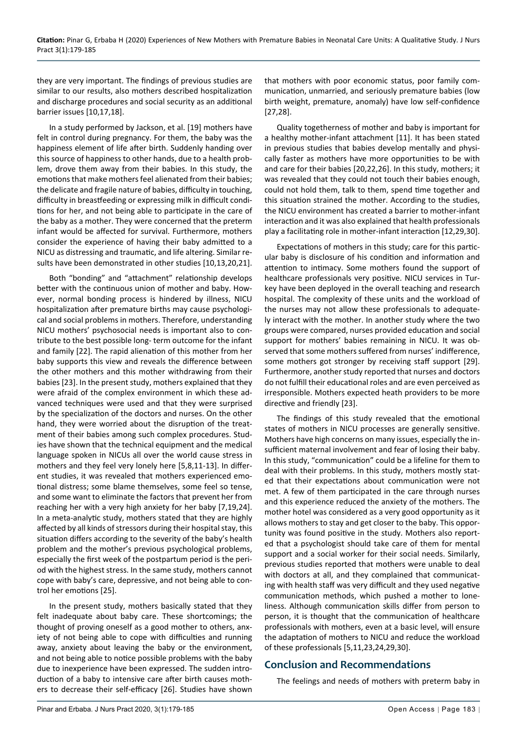they are very important. The findings of previous studies are similar to our results, also mothers described hospitalization and discharge procedures and social security as an additional barrier issues [10,17,18].

In a study performed by Jackson, et al. [19] mothers have felt in control during pregnancy. For them, the baby was the happiness element of life after birth. Suddenly handing over this source of happiness to other hands, due to a health problem, drove them away from their babies. In this study, the emotions that make mothers feel alienated from their babies; the delicate and fragile nature of babies, difficulty in touching, difficulty in breastfeeding or expressing milk in difficult conditions for her, and not being able to participate in the care of the baby as a mother. They were concerned that the preterm infant would be affected for survival. Furthermore, mothers consider the experience of having their baby admitted to a NICU as distressing and traumatic, and life altering. Similar results have been demonstrated in other studies [10,13,20,21].

Both "bonding" and "attachment" relationship develops better with the continuous union of mother and baby. However, normal bonding process is hindered by illness, NICU hospitalization after premature births may cause psychological and social problems in mothers. Therefore, understanding NICU mothers' psychosocial needs is important also to contribute to the best possible long- term outcome for the infant and family [22]. The rapid alienation of this mother from her baby supports this view and reveals the difference between the other mothers and this mother withdrawing from their babies [23]. In the present study, mothers explained that they were afraid of the complex environment in which these advanced techniques were used and that they were surprised by the specialization of the doctors and nurses. On the other hand, they were worried about the disruption of the treatment of their babies among such complex procedures. Studies have shown that the technical equipment and the medical language spoken in NICUs all over the world cause stress in mothers and they feel very lonely here [5,8,11-13]. In different studies, it was revealed that mothers experienced emotional distress; some blame themselves, some feel so tense, and some want to eliminate the factors that prevent her from reaching her with a very high anxiety for her baby [7,19,24]. In a meta-analytic study, mothers stated that they are highly affected by all kinds of stressors during their hospital stay, this situation differs according to the severity of the baby's health problem and the mother's previous psychological problems, especially the first week of the postpartum period is the period with the highest stress. In the same study, mothers cannot cope with baby's care, depressive, and not being able to control her emotions [25].

In the present study, mothers basically stated that they felt inadequate about baby care. These shortcomings; the thought of proving oneself as a good mother to others, anxiety of not being able to cope with difficulties and running away, anxiety about leaving the baby or the environment, and not being able to notice possible problems with the baby due to inexperience have been expressed. The sudden introduction of a baby to intensive care after birth causes mothers to decrease their self-efficacy [26]. Studies have shown that mothers with poor economic status, poor family communication, unmarried, and seriously premature babies (low birth weight, premature, anomaly) have low self-confidence [27,28].

Quality togetherness of mother and baby is important for a healthy mother-infant attachment [11]. It has been stated in previous studies that babies develop mentally and physically faster as mothers have more opportunities to be with and care for their babies [20,22,26]. In this study, mothers; it was revealed that they could not touch their babies enough, could not hold them, talk to them, spend time together and this situation strained the mother. According to the studies, the NICU environment has created a barrier to mother-infant interaction and it was also explained that health professionals play a facilitating role in mother-infant interaction [12,29,30].

Expectations of mothers in this study; care for this particular baby is disclosure of his condition and information and attention to intimacy. Some mothers found the support of healthcare professionals very positive. NICU services in Turkey have been deployed in the overall teaching and research hospital. The complexity of these units and the workload of the nurses may not allow these professionals to adequately interact with the mother. In another study where the two groups were compared, nurses provided education and social support for mothers' babies remaining in NICU. It was observed that some mothers suffered from nurses' indifference, some mothers got stronger by receiving staff support [29]. Furthermore, another study reported that nurses and doctors do not fulfill their educational roles and are even perceived as irresponsible. Mothers expected heath providers to be more directive and friendly [23].

The findings of this study revealed that the emotional states of mothers in NICU processes are generally sensitive. Mothers have high concerns on many issues, especially the insufficient maternal involvement and fear of losing their baby. In this study, "communication" could be a lifeline for them to deal with their problems. In this study, mothers mostly stated that their expectations about communication were not met. A few of them participated in the care through nurses and this experience reduced the anxiety of the mothers. The mother hotel was considered as a very good opportunity as it allows mothers to stay and get closer to the baby. This opportunity was found positive in the study. Mothers also reported that a psychologist should take care of them for mental support and a social worker for their social needs. Similarly, previous studies reported that mothers were unable to deal with doctors at all, and they complained that communicating with health staff was very difficult and they used negative communication methods, which pushed a mother to loneliness. Although communication skills differ from person to person, it is thought that the communication of healthcare professionals with mothers, even at a basic level, will ensure the adaptation of mothers to NICU and reduce the workload of these professionals [5,11,23,24,29,30].

## Conclusion and Recommendations

The feelings and needs of mothers with preterm baby in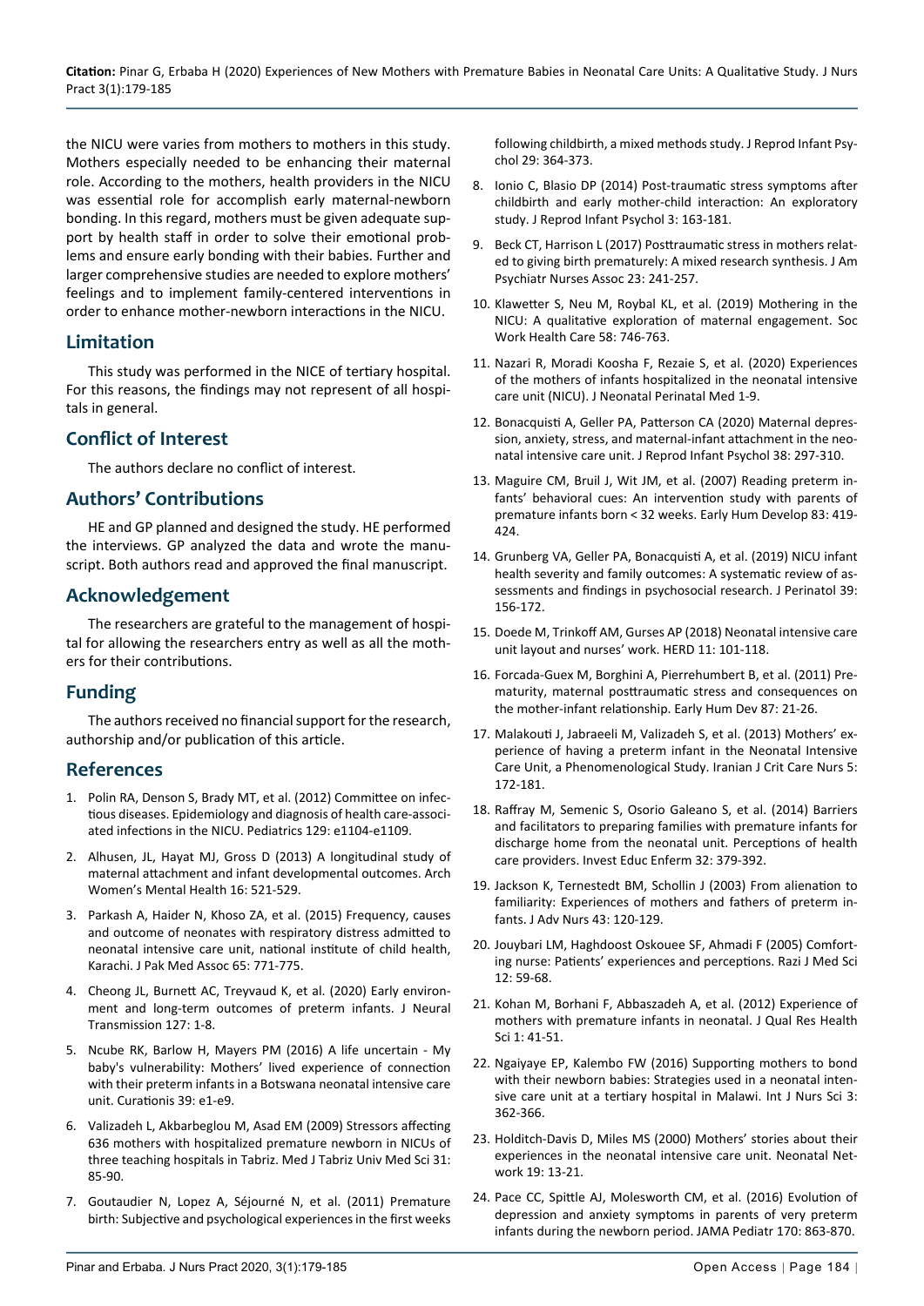the NICU were varies from mothers to mothers in this study. Mothers especially needed to be enhancing their maternal role. According to the mothers, health providers in the NICU was essential role for accomplish early maternal-newborn bonding. In this regard, mothers must be given adequate support by health staff in order to solve their emotional problems and ensure early bonding with their babies. Further and larger comprehensive studies are needed to explore mothers' feelings and to implement family-centered interventions in order to enhance mother-newborn interactions in the NICU.

## Limitation

This study was performed in the NICE of tertiary hospital. For this reasons, the findings may not represent of all hospitals in general.

## Conflict of Interest

The authors declare no conflict of interest.

## Authors' Contributions

HE and GP planned and designed the study. HE performed the interviews. GP analyzed the data and wrote the manuscript. Both authors read and approved the final manuscript.

## Acknowledgement

The researchers are grateful to the management of hospital for allowing the researchers entry as well as all the mothers for their contributions.

## Funding

The authors received no financial support for the research, authorship and/or publication of this article.

## References

1. Polin RA, Denson S, Brady MT, et al. (2012) Committee on infectious diseases. Epidemiology and diagnosis of health care-associated infections in the NICU. Pediatrics 129: e1104-e1109.
2. Alhusen, JL, Hayat MJ, Gross D (2013) A longitudinal study of maternal attachment and infant developmental outcomes. Arch Women's Mental Health 16: 521-529.
3. Parkash A, Haider N, Khoso ZA, et al. (2015) Frequency, causes and outcome of neonates with respiratory distress admitted to neonatal intensive care unit, national institute of child health, Karachi. J Pak Med Assoc 65: 771-775.
4. Cheong JL, Burnett AC, Treyvaud K, et al. (2020) Early environment and long-term outcomes of preterm infants. J Neural Transmission 127: 1-8.
5. Ncube RK, Barlow H, Mayers PM (2016) A life uncertain - My baby's vulnerability: Mothers' lived experience of connection with their preterm infants in a Botswana neonatal intensive care unit. Curationis 39: e1-e9.
6. Valizadeh L, Akbarbeglou M, Asad EM (2009) Stressors affecting 636 mothers with hospitalized premature newborn in NICUs of three teaching hospitals in Tabriz. Med J Tabriz Univ Med Sci 31: 85-90.
7. Goutaudier N, Lopez A, Séjourné N, et al. (2011) Premature birth: Subjective and psychological experiences in the first weeks following childbirth, a mixed methods study. J Reprod Infant Psychol 29: 364-373.
8. Ionio C, Blasio DP (2014) Post-traumatic stress symptoms after childbirth and early mother-child interaction: An exploratory study. J Reprod Infant Psychol 3: 163-181.
9. Beck CT, Harrison L (2017) Posttraumatic stress in mothers related to giving birth prematurely: A mixed research synthesis. J Am Psychiatr Nurses Assoc 23: 241-257.
10. Klawetter S, Neu M, Roybal KL, et al. (2019) Mothering in the NICU: A qualitative exploration of maternal engagement. Soc Work Health Care 58: 746-763.
11. Nazari R, Moradi Koosha F, Rezaie S, et al. (2020) Experiences of the mothers of infants hospitalized in the neonatal intensive care unit (NICU). J Neonatal Perinatal Med 1-9.
12. Bonacquisti A, Geller PA, Patterson CA (2020) Maternal depression, anxiety, stress, and maternal-infant attachment in the neonatal intensive care unit. J Reprod Infant Psychol 38: 297-310.
13. Maguire CM, Bruil J, Wit JM, et al. (2007) Reading preterm infants' behavioral cues: An intervention study with parents of premature infants born < 32 weeks. Early Hum Develop 83: 419-424.
14. Grunberg VA, Geller PA, Bonacquisti A, et al. (2019) NICU infant health severity and family outcomes: A systematic review of assessments and findings in psychosocial research. J Perinatol 39: 156-172.
15. Doede M, Trinkoff AM, Gurses AP (2018) Neonatal intensive care unit layout and nurses' work. HERD 11: 101-118.
16. Forcada-Guex M, Borghini A, Pierrehumbert B, et al. (2011) Prematurity, maternal posttraumatic stress and consequences on the mother-infant relationship. Early Hum Dev 87: 21-26.
17. Malakouti J, Jabraeeli M, Valizadeh S, et al. (2013) Mothers' experience of having a preterm infant in the Neonatal Intensive Care Unit, a Phenomenological Study. Iranian J Crit Care Nurs 5: 172-181.
18. Raffray M, Semenic S, Osorio Galeano S, et al. (2014) Barriers and facilitators to preparing families with premature infants for discharge home from the neonatal unit. Perceptions of health care providers. Invest Educ Enferm 32: 379-392.
19. Jackson K, Ternestedt BM, Schollin J (2003) From alienation to familiarity: Experiences of mothers and fathers of preterm infants. J Adv Nurs 43: 120-129.
20. Jouybari LM, Haghdoost Oskouee SF, Ahmadi F (2005) Comforting nurse: Patients' experiences and perceptions. Razi J Med Sci 12: 59-68.
21. Kohan M, Borhani F, Abbaszadeh A, et al. (2012) Experience of mothers with premature infants in neonatal. J Qual Res Health Sci 1: 41-51.
22. Ngaiyaye EP, Kalembo FW (2016) Supporting mothers to bond with their newborn babies: Strategies used in a neonatal intensive care unit at a tertiary hospital in Malawi. Int J Nurs Sci 3: 362-366.
23. Holditch-Davis D, Miles MS (2000) Mothers' stories about their experiences in the neonatal intensive care unit. Neonatal Network 19: 13-21.
24. Pace CC, Spittle AJ, Molesworth CM, et al. (2016) Evolution of depression and anxiety symptoms in parents of very preterm infants during the newborn period. JAMA Pediatr 170: 863-870.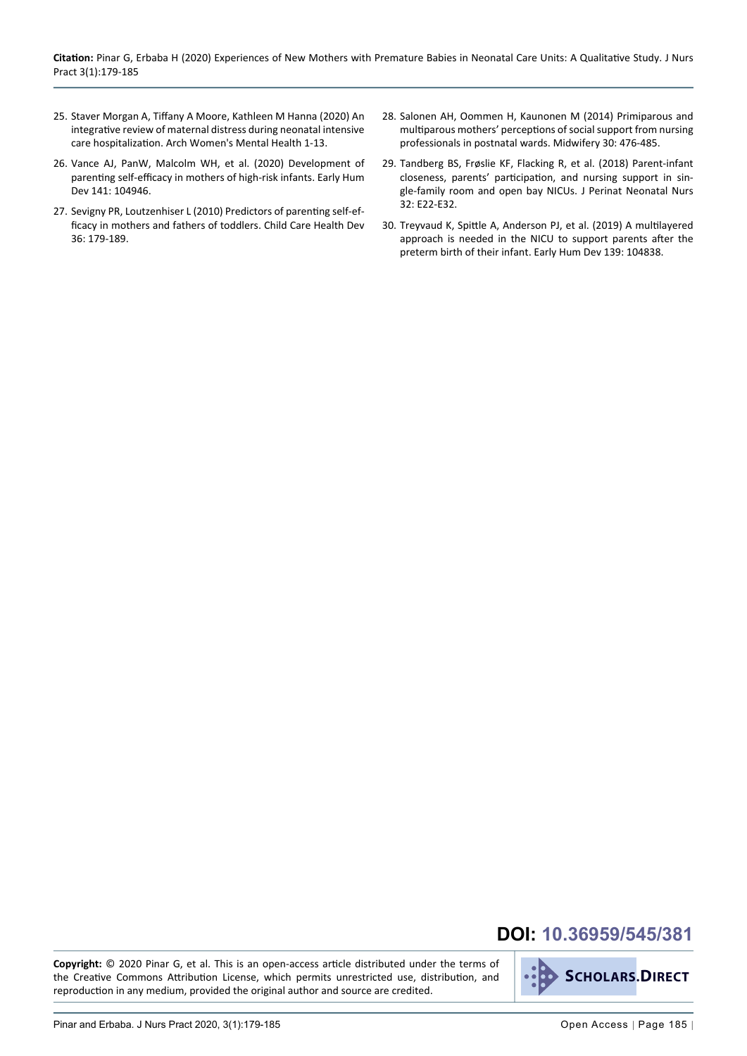25. Staver Morgan A, Tiffany A Moore, Kathleen M Hanna (2020) An integrative review of maternal distress during neonatal intensive care hospitalization. Arch Women's Mental Health 1-13.
26. Vance AJ, PanW, Malcolm WH, et al. (2020) Development of parenting self-efficacy in mothers of high-risk infants. Early Hum Dev 141: 104946.
27. Sevigny PR, Loutzenhiser L (2010) Predictors of parenting self-efficacy in mothers and fathers of toddlers. Child Care Health Dev 36: 179-189.
28. Salonen AH, Oommen H, Kaunonen M (2014) Primiparous and multiparous mothers' perceptions of social support from nursing professionals in postnatal wards. Midwifery 30: 476-485.
29. Tandberg BS, Frøslie KF, Flacking R, et al. (2018) Parent-infant closeness, parents' participation, and nursing support in single-family room and open bay NICUs. J Perinat Neonatal Nurs 32: E22-E32.
30. Treyvaud K, Spittle A, Anderson PJ, et al. (2019) A multilayered approach is needed in the NICU to support parents after the preterm birth of their infant. Early Hum Dev 139: 104838.

**DOI: 10.36959/545/381**

**Copyright:** © 2020 Pinar G, et al. This is an open-access article distributed under the terms of the Creative Commons Attribution License, which permits unrestricted use, distribution, and reproduction in any medium, provided the original author and source are credited.